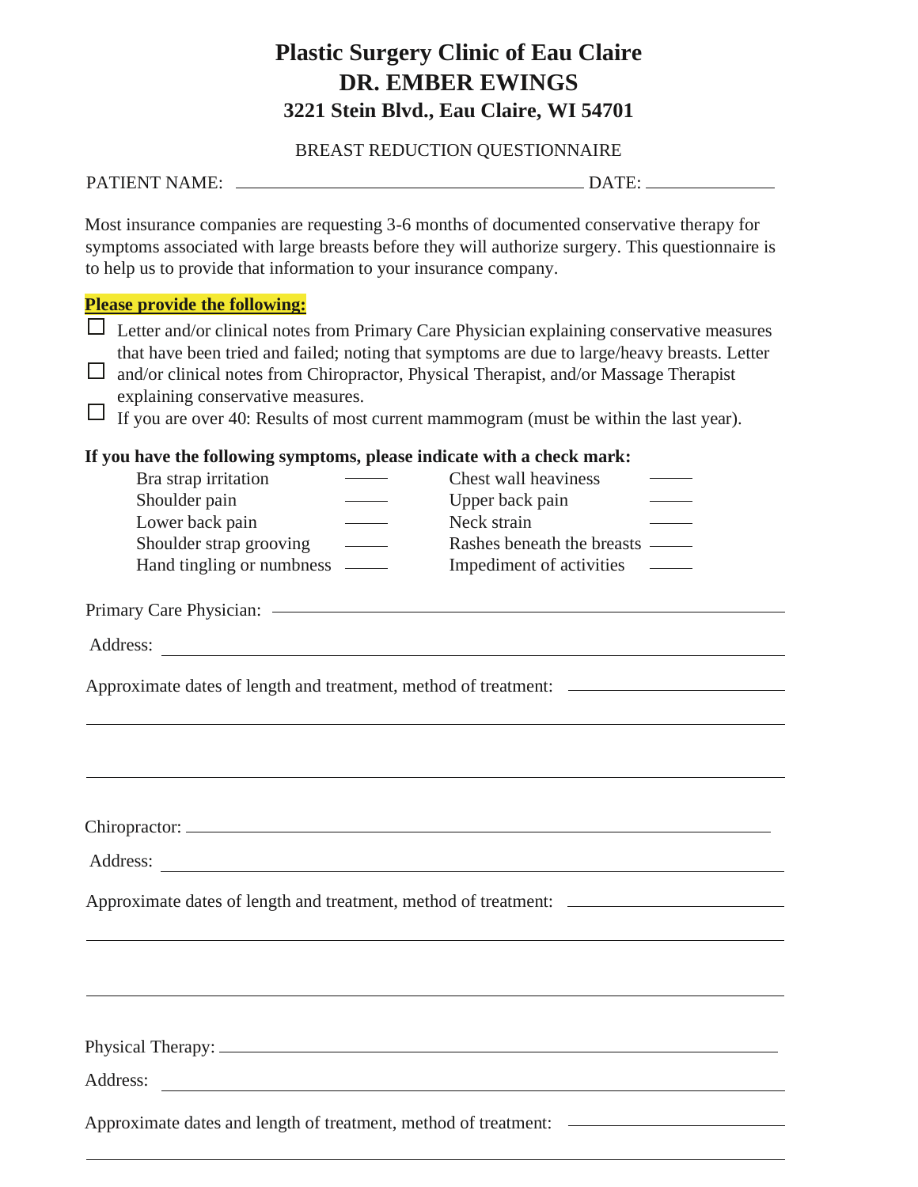# Plastic Surgery Clinic of Eau Claire
## DR. EMBER EWINGS
### 3221 Stein Blvd., Eau Claire, WI 54701

BREAST REDUCTION QUESTIONNAIRE

PATIENT NAME: ______________________________ DATE: ____________

Most insurance companies are requesting 3-6 months of documented conservative therapy for symptoms associated with large breasts before they will authorize surgery. This questionnaire is to help us to provide that information to your insurance company.

**Please provide the following:**

- ☐ Letter and/or clinical notes from Primary Care Physician explaining conservative measures that have been tried and failed; noting that symptoms are due to large/heavy breasts.
- ☐ Letter and/or clinical notes from Chiropractor, Physical Therapist, and/or Massage Therapist explaining conservative measures.
- ☐ If you are over 40: Results of most current mammogram (must be within the last year).

**If you have the following symptoms, please indicate with a check mark:**

| | | | |
|---|---|---|---|
| Bra strap irritation | ____ | Chest wall heaviness | ____ |
| Shoulder pain | ____ | Upper back pain | ____ |
| Lower back pain | ____ | Neck strain | ____ |
| Shoulder strap grooving | ____ | Rashes beneath the breasts | ____ |
| Hand tingling or numbness | ____ | Impediment of activities | ____ |

Primary Care Physician: ______________________________

Address: ______________________________

Approximate dates of length and treatment, method of treatment: ______________________________

______________________________

______________________________

Chiropractor: ______________________________

Address: ______________________________

Approximate dates of length and treatment, method of treatment: ______________________________

______________________________

______________________________

Physical Therapy: ______________________________

Address: ______________________________

Approximate dates and length of treatment, method of treatment: ______________________________

______________________________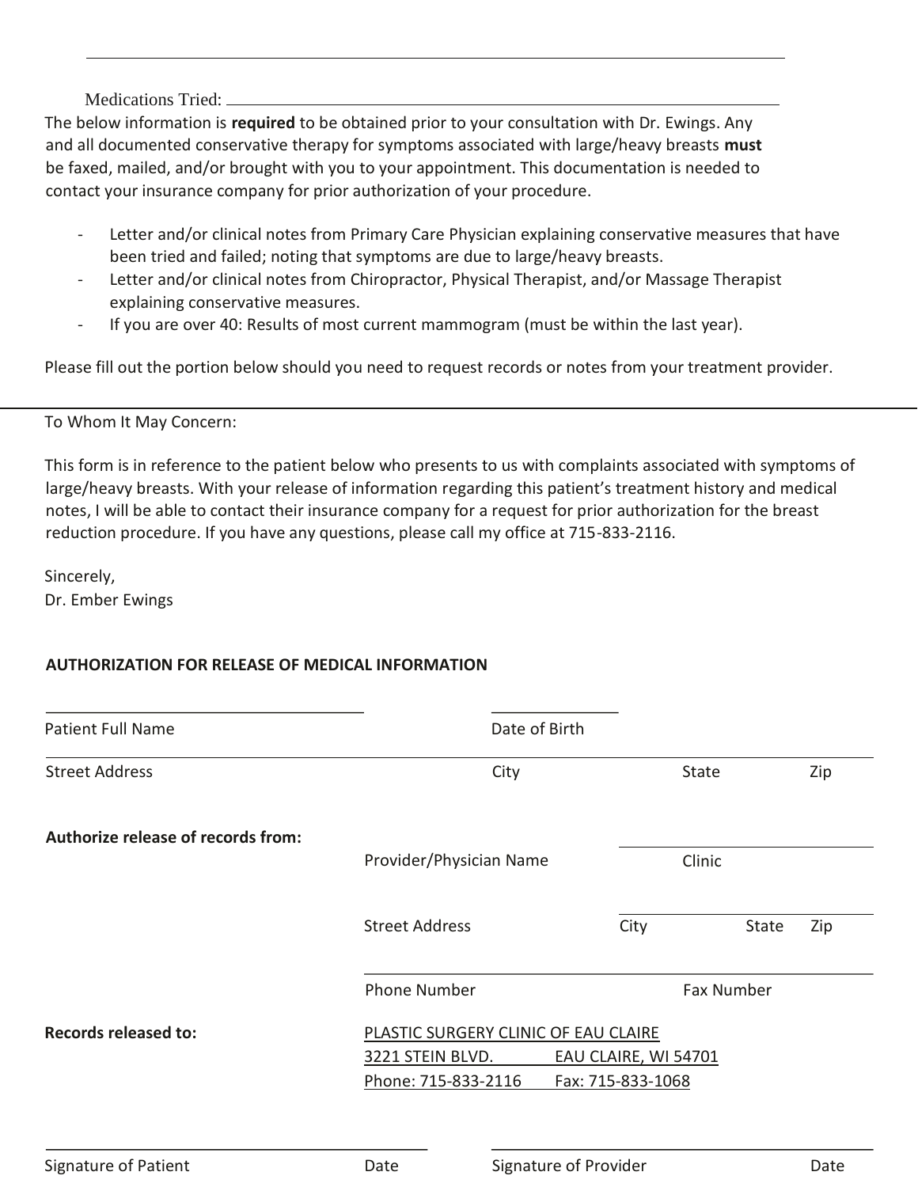Medications Tried: \_\_\_\_\_\_\_\_\_\_\_\_\_\_\_\_\_\_\_\_\_\_\_\_\_\_\_\_\_\_\_\_

The below information is **required** to be obtained prior to your consultation with Dr. Ewings. Any and all documented conservative therapy for symptoms associated with large/heavy breasts **must** be faxed, mailed, and/or brought with you to your appointment. This documentation is needed to contact your insurance company for prior authorization of your procedure.

- Letter and/or clinical notes from Primary Care Physician explaining conservative measures that have been tried and failed; noting that symptoms are due to large/heavy breasts.
- Letter and/or clinical notes from Chiropractor, Physical Therapist, and/or Massage Therapist explaining conservative measures.
- If you are over 40: Results of most current mammogram (must be within the last year).

Please fill out the portion below should you need to request records or notes from your treatment provider.

---

To Whom It May Concern:

This form is in reference to the patient below who presents to us with complaints associated with symptoms of large/heavy breasts. With your release of information regarding this patient's treatment history and medical notes, I will be able to contact their insurance company for a request for prior authorization for the breast reduction procedure. If you have any questions, please call my office at 715-833-2116.

Sincerely,
Dr. Ember Ewings

**AUTHORIZATION FOR RELEASE OF MEDICAL INFORMATION**

Patient Full Name \_\_\_\_\_\_\_\_\_\_\_\_\_\_\_\_\_\_\_\_ Date of Birth \_\_\_\_\_\_\_\_\_\_

Street Address \_\_\_\_\_\_\_\_\_\_\_\_\_\_\_\_\_\_\_\_ City \_\_\_\_\_\_\_\_\_\_ State \_\_\_\_\_ Zip \_\_\_\_\_

**Authorize release of records from:**

Provider/Physician Name \_\_\_\_\_\_\_\_\_\_\_\_\_\_\_\_\_\_\_\_ Clinic \_\_\_\_\_\_\_\_\_\_\_\_\_\_\_\_\_\_\_\_

Street Address \_\_\_\_\_\_\_\_\_\_\_\_\_\_\_\_\_\_\_\_ City \_\_\_\_\_\_\_\_\_\_ State \_\_\_\_\_ Zip \_\_\_\_\_

Phone Number \_\_\_\_\_\_\_\_\_\_\_\_\_\_\_\_\_\_\_\_ Fax Number \_\_\_\_\_\_\_\_\_\_\_\_\_\_\_\_\_\_\_\_

**Records released to:**

PLASTIC SURGERY CLINIC OF EAU CLAIRE
3221 STEIN BLVD. EAU CLAIRE, WI 54701
Phone: 715-833-2116 Fax: 715-833-1068

Signature of Patient \_\_\_\_\_\_\_\_\_\_\_\_\_\_\_\_\_\_\_\_ Date \_\_\_\_\_\_\_\_\_\_

Signature of Provider \_\_\_\_\_\_\_\_\_\_\_\_\_\_\_\_\_\_\_\_ Date \_\_\_\_\_\_\_\_\_\_